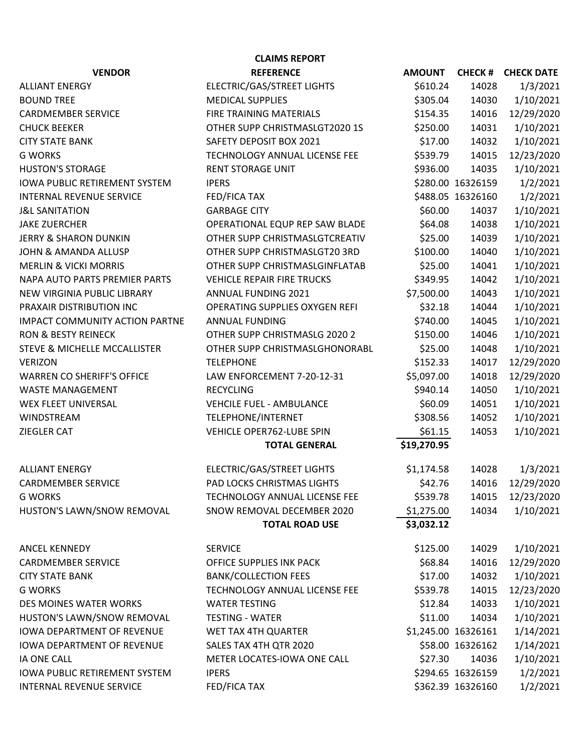## CLAIMS REPORT

| VENDOR | REFERENCE | AMOUNT | CHECK # | CHECK DATE |
|---|---|---|---|---|
| ALLIANT ENERGY | ELECTRIC/GAS/STREET LIGHTS | $610.24 | 14028 | 1/3/2021 |
| BOUND TREE | MEDICAL SUPPLIES | $305.04 | 14030 | 1/10/2021 |
| CARDMEMBER SERVICE | FIRE TRAINING MATERIALS | $154.35 | 14016 | 12/29/2020 |
| CHUCK BEEKER | OTHER SUPP CHRISTMASLGT2020 1S | $250.00 | 14031 | 1/10/2021 |
| CITY STATE BANK | SAFETY DEPOSIT BOX 2021 | $17.00 | 14032 | 1/10/2021 |
| G WORKS | TECHNOLOGY ANNUAL LICENSE FEE | $539.79 | 14015 | 12/23/2020 |
| HUSTON'S STORAGE | RENT STORAGE UNIT | $936.00 | 14035 | 1/10/2021 |
| IOWA PUBLIC RETIREMENT SYSTEM | IPERS | $280.00 | 16326159 | 1/2/2021 |
| INTERNAL REVENUE SERVICE | FED/FICA TAX | $488.05 | 16326160 | 1/2/2021 |
| J&L SANITATION | GARBAGE CITY | $60.00 | 14037 | 1/10/2021 |
| JAKE ZUERCHER | OPERATIONAL EQUP REP SAW BLADE | $64.08 | 14038 | 1/10/2021 |
| JERRY & SHARON DUNKIN | OTHER SUPP CHRISTMASLGTCREATIV | $25.00 | 14039 | 1/10/2021 |
| JOHN & AMANDA ALLUSP | OTHER SUPP CHRISTMASLGT20 3RD | $100.00 | 14040 | 1/10/2021 |
| MERLIN & VICKI MORRIS | OTHER SUPP CHRISTMASLGINFLATAB | $25.00 | 14041 | 1/10/2021 |
| NAPA AUTO PARTS PREMIER PARTS | VEHICLE REPAIR FIRE TRUCKS | $349.95 | 14042 | 1/10/2021 |
| NEW VIRGINIA PUBLIC LIBRARY | ANNUAL FUNDING 2021 | $7,500.00 | 14043 | 1/10/2021 |
| PRAXAIR DISTRIBUTION INC | OPERATING SUPPLIES OXYGEN REFI | $32.18 | 14044 | 1/10/2021 |
| IMPACT COMMUNITY ACTION PARTNE | ANNUAL FUNDING | $740.00 | 14045 | 1/10/2021 |
| RON & BESTY REINECK | OTHER SUPP CHRISTMASLG 2020 2 | $150.00 | 14046 | 1/10/2021 |
| STEVE & MICHELLE MCCALLISTER | OTHER SUPP CHRISTMASLGHONORABL | $25.00 | 14048 | 1/10/2021 |
| VERIZON | TELEPHONE | $152.33 | 14017 | 12/29/2020 |
| WARREN CO SHERIFF'S OFFICE | LAW ENFORCEMENT 7-20-12-31 | $5,097.00 | 14018 | 12/29/2020 |
| WASTE MANAGEMENT | RECYCLING | $940.14 | 14050 | 1/10/2021 |
| WEX FLEET UNIVERSAL | VEHCILE FUEL - AMBULANCE | $60.09 | 14051 | 1/10/2021 |
| WINDSTREAM | TELEPHONE/INTERNET | $308.56 | 14052 | 1/10/2021 |
| ZIEGLER CAT | VEHICLE OPER762-LUBE SPIN | $61.15 | 14053 | 1/10/2021 |
| | **TOTAL GENERAL** | **$19,270.95** | | |
| | | | | |
| ALLIANT ENERGY | ELECTRIC/GAS/STREET LIGHTS | $1,174.58 | 14028 | 1/3/2021 |
| CARDMEMBER SERVICE | PAD LOCKS CHRISTMAS LIGHTS | $42.76 | 14016 | 12/29/2020 |
| G WORKS | TECHNOLOGY ANNUAL LICENSE FEE | $539.78 | 14015 | 12/23/2020 |
| HUSTON'S LAWN/SNOW REMOVAL | SNOW REMOVAL DECEMBER 2020 | $1,275.00 | 14034 | 1/10/2021 |
| | **TOTAL ROAD USE** | **$3,032.12** | | |
| | | | | |
| ANCEL KENNEDY | SERVICE | $125.00 | 14029 | 1/10/2021 |
| CARDMEMBER SERVICE | OFFICE SUPPLIES INK PACK | $68.84 | 14016 | 12/29/2020 |
| CITY STATE BANK | BANK/COLLECTION FEES | $17.00 | 14032 | 1/10/2021 |
| G WORKS | TECHNOLOGY ANNUAL LICENSE FEE | $539.78 | 14015 | 12/23/2020 |
| DES MOINES WATER WORKS | WATER TESTING | $12.84 | 14033 | 1/10/2021 |
| HUSTON'S LAWN/SNOW REMOVAL | TESTING - WATER | $11.00 | 14034 | 1/10/2021 |
| IOWA DEPARTMENT OF REVENUE | WET TAX 4TH QUARTER | $1,245.00 | 16326161 | 1/14/2021 |
| IOWA DEPARTMENT OF REVENUE | SALES TAX 4TH QTR 2020 | $58.00 | 16326162 | 1/14/2021 |
| IA ONE CALL | METER LOCATES-IOWA ONE CALL | $27.30 | 14036 | 1/10/2021 |
| IOWA PUBLIC RETIREMENT SYSTEM | IPERS | $294.65 | 16326159 | 1/2/2021 |
| INTERNAL REVENUE SERVICE | FED/FICA TAX | $362.39 | 16326160 | 1/2/2021 |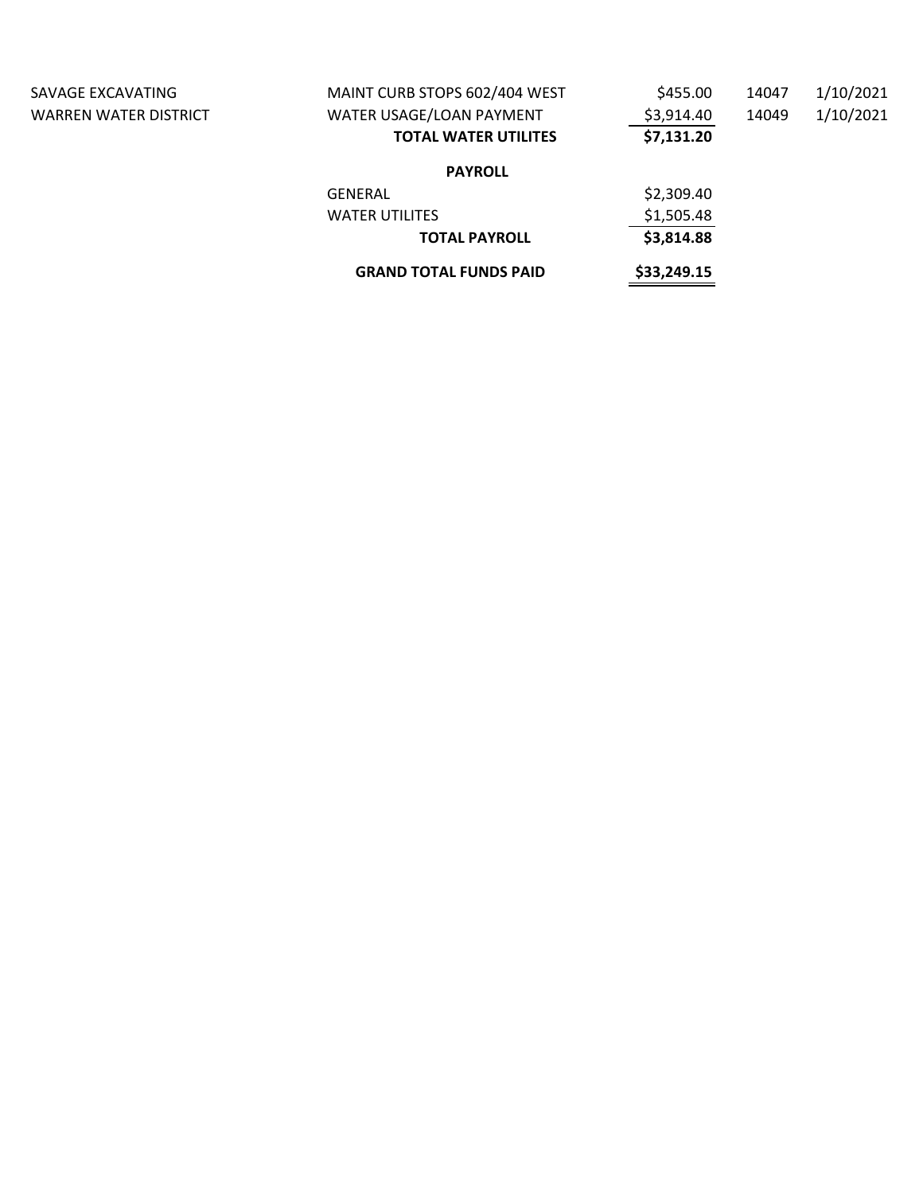| | | | | |
|---|---|---|---|---|
| SAVAGE EXCAVATING | MAINT CURB STOPS 602/404 WEST | $455.00 | 14047 | 1/10/2021 |
| WARREN WATER DISTRICT | WATER USAGE/LOAN PAYMENT | $3,914.40 | 14049 | 1/10/2021 |
| | **TOTAL WATER UTILITES** | **$7,131.20** | | |
| | **PAYROLL** | | | |
| | GENERAL | $2,309.40 | | |
| | WATER UTILITES | $1,505.48 | | |
| | **TOTAL PAYROLL** | **$3,814.88** | | |
| | **GRAND TOTAL FUNDS PAID** | **$33,249.15** | | |